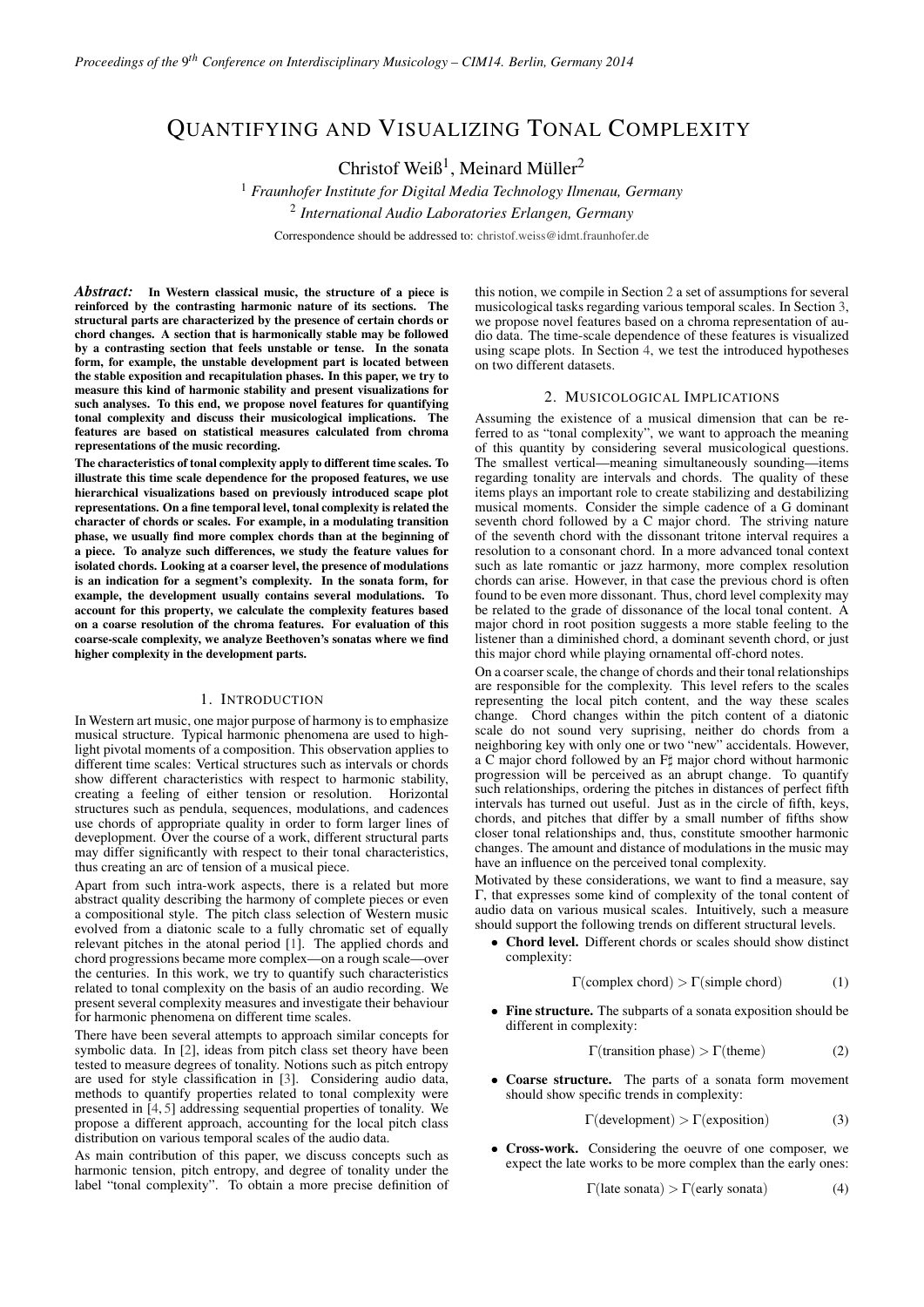# Quantifying and Visualizing Tonal Complexity

Christof Weiß[1], Meinard Müller[2]

[1] *Fraunhofer Institute for Digital Media Technology Ilmenau, Germany*
[2] *International Audio Laboratories Erlangen, Germany*

Correspondence should be addressed to: christof.weiss@idmt.fraunhofer.de

***Abstract:*** **In Western classical music, the structure of a piece is reinforced by the contrasting harmonic nature of its sections. The structural parts are characterized by the presence of certain chords or chord changes. A section that is harmonically stable may be followed by a contrasting section that feels unstable or tense. In the sonata form, for example, the unstable development part is located between the stable exposition and recapitulation phases. In this paper, we try to measure this kind of harmonic stability and present visualizations for such analyses. To this end, we propose novel features for quantifying tonal complexity and discuss their musicological implications. The features are based on statistical measures calculated from chroma representations of the music recording.**

**The characteristics of tonal complexity apply to different time scales. To illustrate this time scale dependence for the proposed features, we use hierarchical visualizations based on previously introduced scape plot representations. On a fine temporal level, tonal complexity is related the character of chords or scales. For example, in a modulating transition phase, we usually find more complex chords than at the beginning of a piece. To analyze such differences, we study the feature values for isolated chords. Looking at a coarser level, the presence of modulations is an indication for a segment's complexity. In the sonata form, for example, the development usually contains several modulations. To account for this property, we calculate the complexity features based on a coarse resolution of the chroma features. For evaluation of this coarse-scale complexity, we analyze Beethoven's sonatas where we find higher complexity in the development parts.**

## 1. Introduction

In Western art music, one major purpose of harmony is to emphasize musical structure. Typical harmonic phenomena are used to highlight pivotal moments of a composition. This observation applies to different time scales: Vertical structures such as intervals or chords show different characteristics with respect to harmonic stability, creating a feeling of either tension or resolution. Horizontal structures such as pendula, sequences, modulations, and cadences use chords of appropriate quality in order to form larger lines of deveplopment. Over the course of a work, different structural parts may differ significantly with respect to their tonal characteristics, thus creating an arc of tension of a musical piece.

Apart from such intra-work aspects, there is a related but more abstract quality describing the harmony of complete pieces or even a compositional style. The pitch class selection of Western music evolved from a diatonic scale to a fully chromatic set of equally relevant pitches in the atonal period [1]. The applied chords and chord progressions became more complex—on a rough scale—over the centuries. In this work, we try to quantify such characteristics related to tonal complexity on the basis of an audio recording. We present several complexity measures and investigate their behaviour for harmonic phenomena on different time scales.

There have been several attempts to approach similar concepts for symbolic data. In [2], ideas from pitch class set theory have been tested to measure degrees of tonality. Notions such as pitch entropy are used for style classification in [3]. Considering audio data, methods to quantify properties related to tonal complexity were presented in [4, 5] addressing sequential properties of tonality. We propose a different approach, accounting for the local pitch class distribution on various temporal scales of the audio data.

As main contribution of this paper, we discuss concepts such as harmonic tension, pitch entropy, and degree of tonality under the label "tonal complexity". To obtain a more precise definition of this notion, we compile in Section 2 a set of assumptions for several musicological tasks regarding various temporal scales. In Section 3, we propose novel features based on a chroma representation of audio data. The time-scale dependence of these features is visualized using scape plots. In Section 4, we test the introduced hypotheses on two different datasets.

## 2. Musicological Implications

Assuming the existence of a musical dimension that can be referred to as "tonal complexity", we want to approach the meaning of this quantity by considering several musicological questions. The smallest vertical—meaning simultaneously sounding—items regarding tonality are intervals and chords. The quality of these items plays an important role to create stabilizing and destabilizing musical moments. Consider the simple cadence of a G dominant seventh chord followed by a C major chord. The striving nature of the seventh chord with the dissonant tritone interval requires a resolution to a consonant chord. In a more advanced tonal context such as late romantic or jazz harmony, more complex resolution chords can arise. However, in that case the previous chord is often found to be even more dissonant. Thus, chord level complexity may be related to the grade of dissonance of the local tonal content. A major chord in root position suggests a more stable feeling to the listener than a diminished chord, a dominant seventh chord, or just this major chord while playing ornamental off-chord notes.

On a coarser scale, the change of chords and their tonal relationships are responsible for the complexity. This level refers to the scales representing the local pitch content, and the way these scales change. Chord changes within the pitch content of a diatonic scale do not sound very suprising, neither do chords from a neighboring key with only one or two "new" accidentals. However, a C major chord followed by an F♯ major chord without harmonic progression will be perceived as an abrupt change. To quantify such relationships, ordering the pitches in distances of perfect fifth intervals has turned out useful. Just as in the circle of fifth, keys, chords, and pitches that differ by a small number of fifths show closer tonal relationships and, thus, constitute smoother harmonic changes. The amount and distance of modulations in the music may have an influence on the perceived tonal complexity.

Motivated by these considerations, we want to find a measure, say $\Gamma$, that expresses some kind of complexity of the tonal content of audio data on various musical scales. Intuitively, such a measure should support the following trends on different structural levels.

- **Chord level.** Different chords or scales should show distinct complexity:

$$\Gamma(\text{complex chord}) > \Gamma(\text{simple chord}) \tag{1}$$

- **Fine structure.** The subparts of a sonata exposition should be different in complexity:

$$\Gamma(\text{transition phase}) > \Gamma(\text{theme}) \tag{2}$$

- **Coarse structure.** The parts of a sonata form movement should show specific trends in complexity:

$$\Gamma(\text{development}) > \Gamma(\text{exposition}) \tag{3}$$

- **Cross-work.** Considering the oeuvre of one composer, we expect the late works to be more complex than the early ones:

$$\Gamma(\text{late sonata}) > \Gamma(\text{early sonata}) \tag{4}$$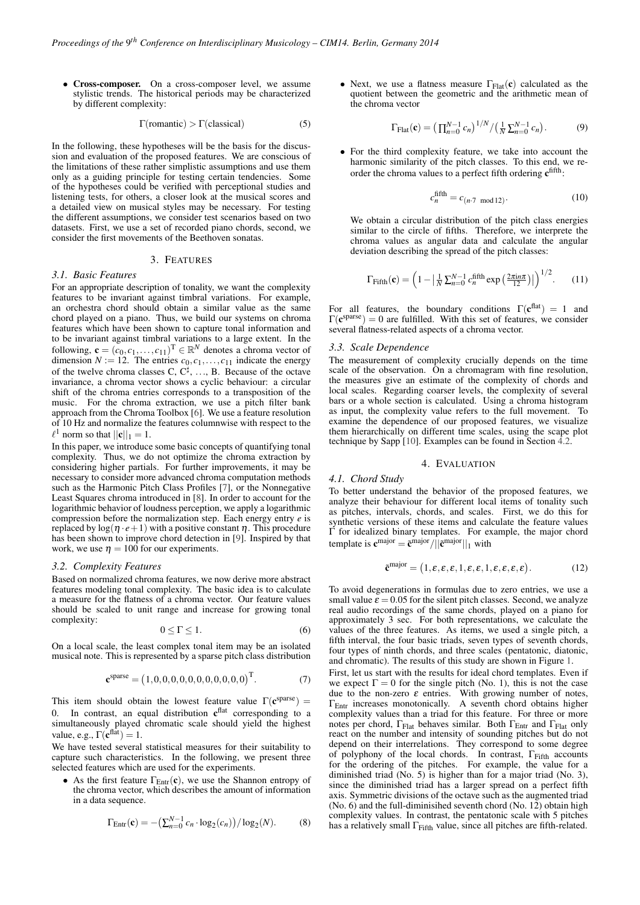- **Cross-composer.** On a cross-composer level, we assume stylistic trends. The historical periods may be characterized by different complexity:

$$\Gamma(\text{romantic}) > \Gamma(\text{classical}) \tag{5}$$

In the following, these hypotheses will be the basis for the discussion and evaluation of the proposed features. We are conscious of the limitations of these rather simplistic assumptions and use them only as a guiding principle for testing certain tendencies. Some of the hypotheses could be verified with perceptional studies and listening tests, for others, a closer look at the musical scores and a detailed view on musical styles may be necessary. For testing the different assumptions, we consider test scenarios based on two datasets. First, we use a set of recorded piano chords, second, we consider the first movements of the Beethoven sonatas.

## 3. FEATURES

### 3.1. Basic Features

For an appropriate description of tonality, we want the complexity features to be invariant against timbral variations. For example, an orchestra chord should obtain a similar value as the same chord played on a piano. Thus, we build our systems on chroma features which have been shown to capture tonal information and to be invariant against timbral variations to a large extent. In the following, $\mathbf{c} = (c_0, c_1, \ldots, c_{11})^{\mathrm{T}} \in \mathbb{R}^N$ denotes a chroma vector of dimension $N := 12$. The entries $c_0, c_1, \ldots, c_{11}$ indicate the energy of the twelve chroma classes C, C$^\sharp$, ..., B. Because of the octave invariance, a chroma vector shows a cyclic behaviour: a circular shift of the chroma entries corresponds to a transposition of the music. For the chroma extraction, we use a pitch filter bank approach from the Chroma Toolbox [6]. We use a feature resolution of 10 Hz and normalize the features columnwise with respect to the $\ell^1$ norm so that $||\mathbf{c}||_1 = 1$.

In this paper, we introduce some basic concepts of quantifying tonal complexity. Thus, we do not optimize the chroma extraction by considering higher partials. For further improvements, it may be necessary to consider more advanced chroma computation methods such as the Harmonic Pitch Class Profiles [7], or the Nonnegative Least Squares chroma introduced in [8]. In order to account for the logarithmic behavior of loudness perception, we apply a logarithmic compression before the normalization step. Each energy entry $e$ is replaced by $\log(\eta \cdot e + 1)$ with a positive constant $\eta$. This procedure has been shown to improve chord detection in [9]. Inspired by that work, we use $\eta = 100$ for our experiments.

### 3.2. Complexity Features

Based on normalized chroma features, we now derive more abstract features modeling tonal complexity. The basic idea is to calculate a measure for the flatness of a chroma vector. Our feature values should be scaled to unit range and increase for growing tonal complexity:

$$0 \leq \Gamma \leq 1. \tag{6}$$

On a local scale, the least complex tonal item may be an isolated musical note. This is represented by a sparse pitch class distribution

$$\mathbf{c}^{\text{sparse}} = (1,0,0,0,0,0,0,0,0,0,0,0)^{\mathrm{T}}. \tag{7}$$

This item should obtain the lowest feature value $\Gamma(\mathbf{c}^{\text{sparse}}) = 0$. In contrast, an equal distribution $\mathbf{c}^{\text{flat}}$ corresponding to a simultaneously played chromatic scale should yield the highest value, e.g., $\Gamma(\mathbf{c}^{\text{flat}}) = 1$.

We have tested several statistical measures for their suitability to capture such characteristics. In the following, we present three selected features which are used for the experiments.

- As the first feature $\Gamma_{\text{Entr}}(\mathbf{c})$, we use the Shannon entropy of the chroma vector, which describes the amount of information in a data sequence.

$$\Gamma_{\text{Entr}}(\mathbf{c}) = -\left(\textstyle\sum_{n=0}^{N-1} c_n \cdot \log_2(c_n)\right) / \log_2(N). \tag{8}$$

- Next, we use a flatness measure $\Gamma_{\text{Flat}}(\mathbf{c})$ calculated as the quotient between the geometric and the arithmetic mean of the chroma vector

$$\Gamma_{\text{Flat}}(\mathbf{c}) = \left(\textstyle\prod_{n=0}^{N-1} c_n\right)^{1/N} / \left(\frac{1}{N}\textstyle\sum_{n=0}^{N-1} c_n\right). \tag{9}$$

- For the third complexity feature, we take into account the harmonic similarity of the pitch classes. To this end, we reorder the chroma values to a perfect fifth ordering $\mathbf{c}^{\text{fifth}}$:

$$c_n^{\text{fifth}} = c_{(n \cdot 7 \mod 12)}. \tag{10}$$

We obtain a circular distribution of the pitch class energies similar to the circle of fifths. Therefore, we interprete the chroma values as angular data and calculate the angular deviation describing the spread of the pitch classes:

$$\Gamma_{\text{Fifth}}(\mathbf{c}) = \left(1 - \left|\tfrac{1}{N}\textstyle\sum_{n=0}^{N-1} c_n^{\text{fifth}} \exp\left(\frac{2\pi i n \pi}{12}\right)\right|\right)^{1/2}. \tag{11}$$

For all features, the boundary conditions $\Gamma(\mathbf{c}^{\text{flat}}) = 1$ and $\Gamma(\mathbf{c}^{\text{sparse}}) = 0$ are fulfilled. With this set of features, we consider several flatness-related aspects of a chroma vector.

### 3.3. Scale Dependence

The measurement of complexity crucially depends on the time scale of the observation. On a chromagram with fine resolution, the measures give an estimate of the complexity of chords and local scales. Regarding coarser levels, the complexity of several bars or a whole section is calculated. Using a chroma histogram as input, the complexity value refers to the full movement. To examine the dependence of our proposed features, we visualize them hierarchically on different time scales, using the scape plot technique by Sapp [10]. Examples can be found in Section 4.2.

## 4. EVALUATION

### 4.1. Chord Study

To better understand the behavior of the proposed features, we analyze their behaviour for different local items of tonality such as pitches, intervals, chords, and scales. First, we do this for synthetic versions of these items and calculate the feature values $\Gamma$ for idealized binary templates. For example, the major chord template is $\mathbf{c}^{\text{major}} = \tilde{\mathbf{c}}^{\text{major}} / ||\tilde{\mathbf{c}}^{\text{major}}||_1$ with

$$\tilde{\mathbf{c}}^{\text{major}} = (1,\varepsilon,\varepsilon,\varepsilon,1,\varepsilon,\varepsilon,1,\varepsilon,\varepsilon,\varepsilon,\varepsilon). \tag{12}$$

To avoid degenerations in formulas due to zero entries, we use a small value $\varepsilon = 0.05$ for the silent pitch classes. Second, we analyze real audio recordings of the same chords, played on a piano for approximately 3 sec. For both representations, we calculate the values of the three features. As items, we used a single pitch, a fifth interval, the four basic triads, seven types of seventh chords, four types of ninth chords, and three scales (pentatonic, diatonic, and chromatic). The results of this study are shown in Figure 1.

First, let us start with the results for ideal chord templates. Even if we expect $\Gamma = 0$ for the single pitch (No. 1), this is not the case due to the non-zero $\varepsilon$ entries. With growing number of notes, $\Gamma_{\text{Entr}}$ increases monotonically. A seventh chord obtains higher complexity values than a triad for this feature. For three or more notes per chord, $\Gamma_{\text{Flat}}$ behaves similar. Both $\Gamma_{\text{Entr}}$ and $\Gamma_{\text{Flat}}$ only react on the number and intensity of sounding pitches but do not depend on their interrelations. They correspond to some degree of polyphony of the local chords. In contrast, $\Gamma_{\text{Fifth}}$ accounts for the ordering of the pitches. For example, the value for a diminished triad (No. 5) is higher than for a major triad (No. 3), since the diminished triad has a larger spread on a perfect fifth axis. Symmetric divisions of the octave such as the augmented triad (No. 6) and the full-diminisihed seventh chord (No. 12) obtain high complexity values. In contrast, the pentatonic scale with 5 pitches has a relatively small $\Gamma_{\text{Fifth}}$ value, since all pitches are fifth-related.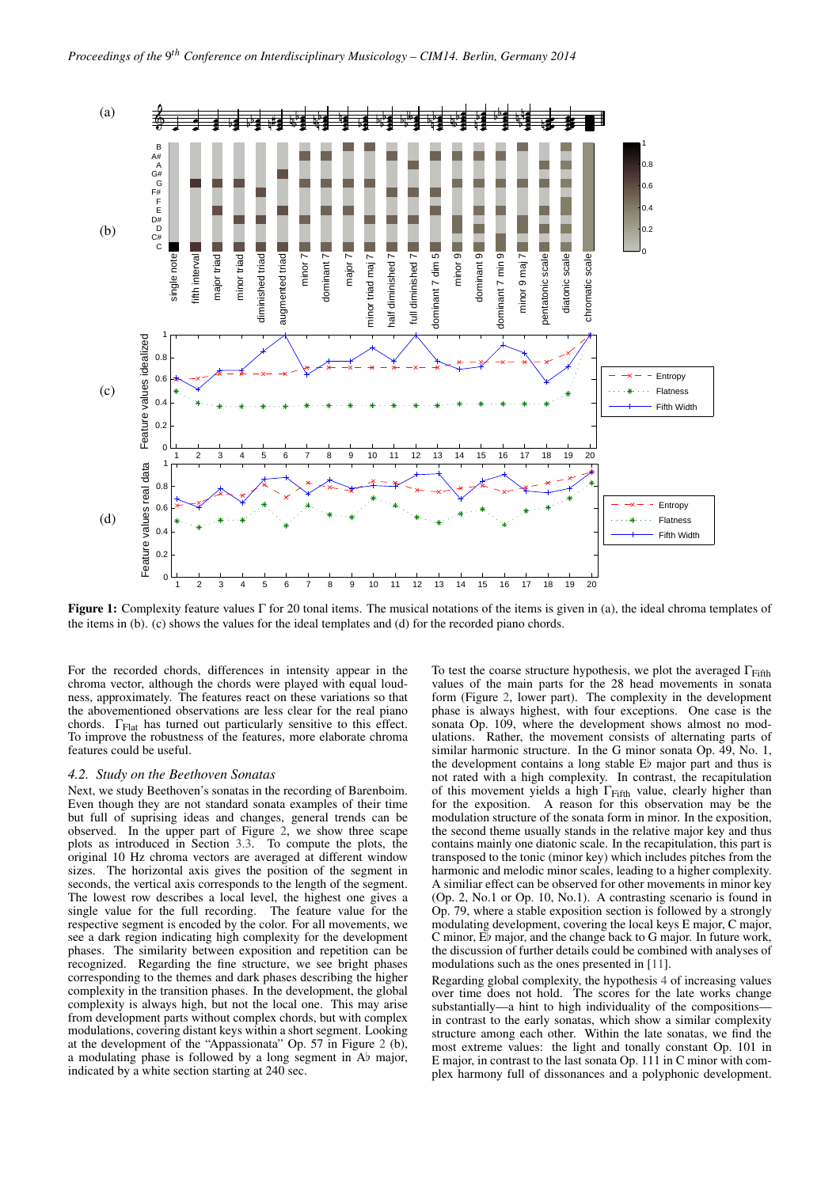**Figure 1:** Complexity feature values Γ for 20 tonal items. The musical notations of the items is given in (a), the ideal chroma templates of the items in (b). (c) shows the values for the ideal templates and (d) for the recorded piano chords.

For the recorded chords, differences in intensity appear in the chroma vector, although the chords were played with equal loudness, approximately. The features react on these variations so that the abovementioned observations are less clear for the real piano chords. $\Gamma_{\text{Flat}}$ has turned out particularly sensitive to this effect. To improve the robustness of the features, more elaborate chroma features could be useful.

### 4.2. Study on the Beethoven Sonatas

Next, we study Beethoven's sonatas in the recording of Barenboim. Even though they are not standard sonata examples of their time but full of suprising ideas and changes, general trends can be observed. In the upper part of Figure 2, we show three scape plots as introduced in Section 3.3. To compute the plots, the original 10 Hz chroma vectors are averaged at different window sizes. The horizontal axis gives the position of the segment in seconds, the vertical axis corresponds to the length of the segment. The lowest row describes a local level, the highest one gives a single value for the full recording. The feature value for the respective segment is encoded by the color. For all movements, we see a dark region indicating high complexity for the development phases. The similarity between exposition and repetition can be recognized. Regarding the fine structure, we see bright phases corresponding to the themes and dark phases describing the higher complexity in the transition phases. In the development, the global complexity is always high, but not the local one. This may arise from development parts without complex chords, but with complex modulations, covering distant keys within a short segment. Looking at the development of the "Appassionata" Op. 57 in Figure 2 (b), a modulating phase is followed by a long segment in A♭ major, indicated by a white section starting at 240 sec.

To test the coarse structure hypothesis, we plot the averaged $\Gamma_{\text{Fifth}}$ values of the main parts for the 28 head movements in sonata form (Figure 2, lower part). The complexity in the development phase is always highest, with four exceptions. One case is the sonata Op. 109, where the development shows almost no modulations. Rather, the movement consists of alternating parts of similar harmonic structure. In the G minor sonata Op. 49, No. 1, the development contains a long stable E♭ major part and thus is not rated with a high complexity. In contrast, the recapitulation of this movement yields a high $\Gamma_{\text{Fifth}}$ value, clearly higher than for the exposition. A reason for this observation may be the modulation structure of the sonata form in minor. In the exposition, the second theme usually stands in the relative major key and thus contains mainly one diatonic scale. In the recapitulation, this part is transposed to the tonic (minor key) which includes pitches from the harmonic and melodic minor scales, leading to a higher complexity. A similiar effect can be observed for other movements in minor key (Op. 2, No.1 or Op. 10, No.1). A contrasting scenario is found in Op. 79, where a stable exposition section is followed by a strongly modulating development, covering the local keys E major, C major, C minor, E♭ major, and the change back to G major. In future work, the discussion of further details could be combined with analyses of modulations such as the ones presented in [11].

Regarding global complexity, the hypothesis 4 of increasing values over time does not hold. The scores for the late works change substantially—a hint to high individuality of the compositions—in contrast to the early sonatas, which show a similar complexity structure among each other. Within the late sonatas, we find the most extreme values: the light and tonally constant Op. 101 in E major, in contrast to the last sonata Op. 111 in C minor with complex harmony full of dissonances and a polyphonic development.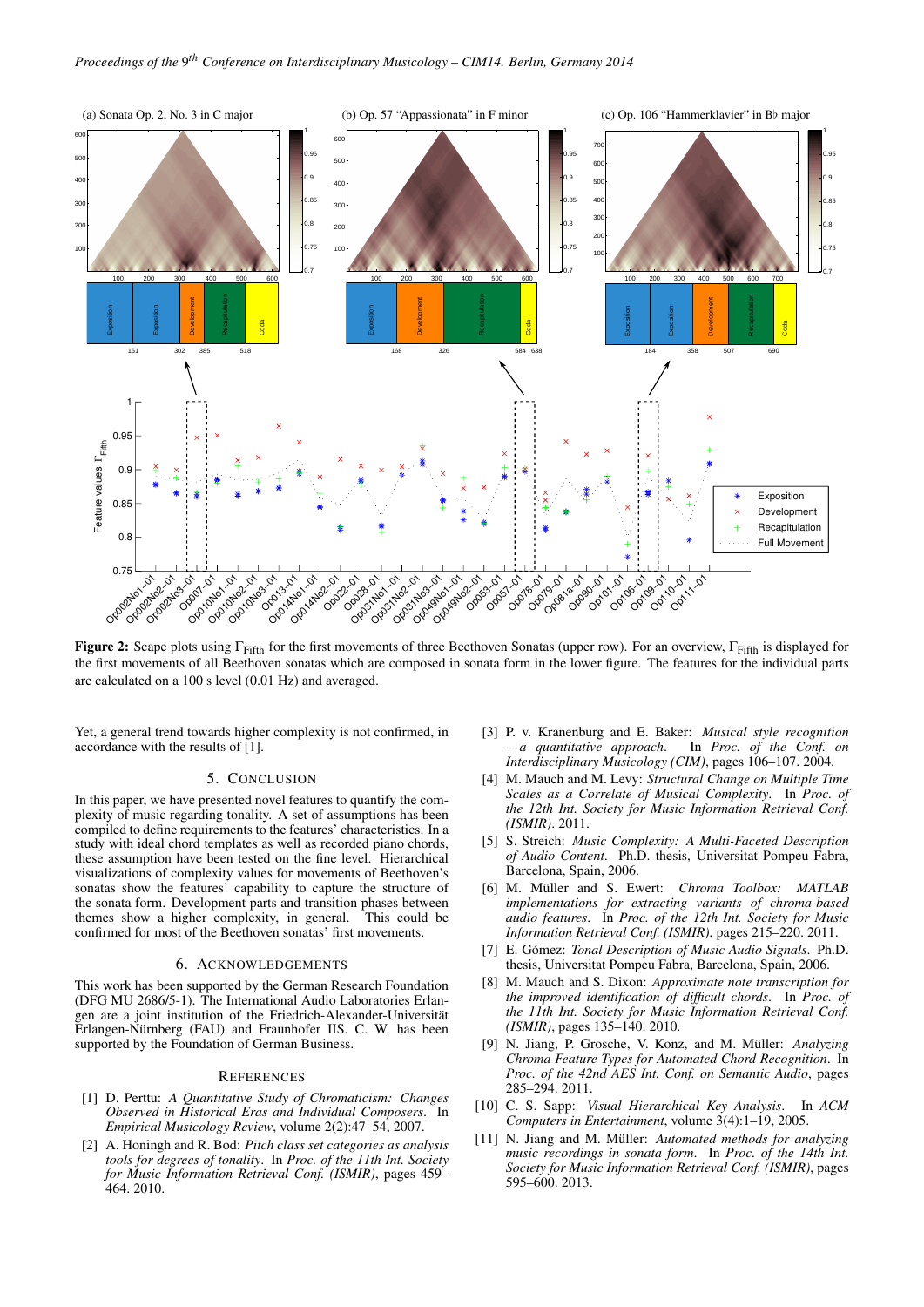(a) Sonata Op. 2, No. 3 in C major

Exposition Exposition Development Recapitulation Coda

151 302 385 518

(b) Op. 57 "Appassionata" in F minor

Exposition Development Recapitulation Coda

168 326 584 638

(c) Op. 106 "Hammerklavier" in B♭ major

Exposition Exposition Development Recapitulation Coda

184 358 507 690

Feature values $\Gamma_{\text{Fifth}}$

Exposition
Development
Recapitulation
Full Movement

Op002No1-01 Op002No2-01 Op002No3-01 Op007-01 Op010No1-01 Op010No2-01 Op010No3-01 Op013-01 Op014No1-01 Op014No2-01 Op022-01 Op028-01 Op031No1-01 Op031No2-01 Op031No3-01 Op049No1-01 Op049No2-01 Op053-01 Op057-01 Op078-01 Op079-01 Op081a-01 Op090-01 Op101-01 Op106-01 Op109-01 Op110-01 Op111-01

**Figure 2:** Scape plots using $\Gamma_{\text{Fifth}}$ for the first movements of three Beethoven Sonatas (upper row). For an overview, $\Gamma_{\text{Fifth}}$ is displayed for the first movements of all Beethoven sonatas which are composed in sonata form in the lower figure. The features for the individual parts are calculated on a 100 s level (0.01 Hz) and averaged.

Yet, a general trend towards higher complexity is not confirmed, in accordance with the results of [1].

## 5. CONCLUSION

In this paper, we have presented novel features to quantify the complexity of music regarding tonality. A set of assumptions has been compiled to define requirements to the features' characteristics. In a study with ideal chord templates as well as recorded piano chords, these assumption have been tested on the fine level. Hierarchical visualizations of complexity values for movements of Beethoven's sonatas show the features' capability to capture the structure of the sonata form. Development parts and transition phases between themes show a higher complexity, in general. This could be confirmed for most of the Beethoven sonatas' first movements.

## 6. ACKNOWLEDGEMENTS

This work has been supported by the German Research Foundation (DFG MU 2686/5-1). The International Audio Laboratories Erlangen are a joint institution of the Friedrich-Alexander-Universität Erlangen-Nürnberg (FAU) and Fraunhofer IIS. C. W. has been supported by the Foundation of German Business.

## REFERENCES

[1] D. Perttu: *A Quantitative Study of Chromaticism: Changes Observed in Historical Eras and Individual Composers*. In *Empirical Musicology Review*, volume 2(2):47–54, 2007.

[2] A. Honingh and R. Bod: *Pitch class set categories as analysis tools for degrees of tonality*. In *Proc. of the 11th Int. Society for Music Information Retrieval Conf. (ISMIR)*, pages 459–464. 2010.

[3] P. v. Kranenburg and E. Baker: *Musical style recognition - a quantitative approach*. In *Proc. of the Conf. on Interdisciplinary Musicology (CIM)*, pages 106–107. 2004.

[4] M. Mauch and M. Levy: *Structural Change on Multiple Time Scales as a Correlate of Musical Complexity*. In *Proc. of the 12th Int. Society for Music Information Retrieval Conf. (ISMIR)*. 2011.

[5] S. Streich: *Music Complexity: A Multi-Faceted Description of Audio Content*. Ph.D. thesis, Universitat Pompeu Fabra, Barcelona, Spain, 2006.

[6] M. Müller and S. Ewert: *Chroma Toolbox: MATLAB implementations for extracting variants of chroma-based audio features*. In *Proc. of the 12th Int. Society for Music Information Retrieval Conf. (ISMIR)*, pages 215–220. 2011.

[7] E. Gómez: *Tonal Description of Music Audio Signals*. Ph.D. thesis, Universitat Pompeu Fabra, Barcelona, Spain, 2006.

[8] M. Mauch and S. Dixon: *Approximate note transcription for the improved identification of difficult chords*. In *Proc. of the 11th Int. Society for Music Information Retrieval Conf. (ISMIR)*, pages 135–140. 2010.

[9] N. Jiang, P. Grosche, V. Konz, and M. Müller: *Analyzing Chroma Feature Types for Automated Chord Recognition*. In *Proc. of the 42nd AES Int. Conf. on Semantic Audio*, pages 285–294. 2011.

[10] C. S. Sapp: *Visual Hierarchical Key Analysis*. In *ACM Computers in Entertainment*, volume 3(4):1–19, 2005.

[11] N. Jiang and M. Müller: *Automated methods for analyzing music recordings in sonata form*. In *Proc. of the 14th Int. Society for Music Information Retrieval Conf. (ISMIR)*, pages 595–600. 2013.